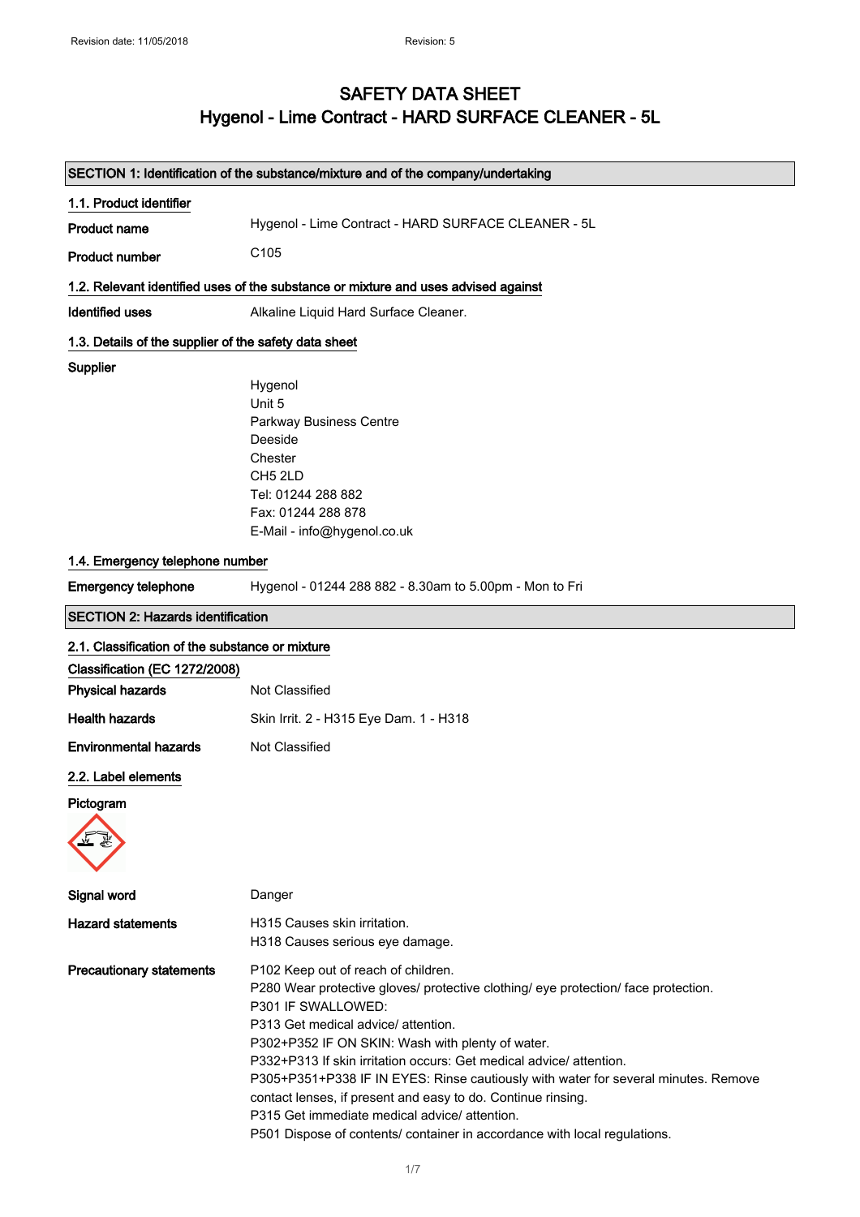# SAFETY DATA SHEET
# Hygenol - Lime Contract - HARD SURFACE CLEANER - 5L

## SECTION 1: Identification of the substance/mixture and of the company/undertaking

### 1.1. Product identifier

**Product name** Hygenol - Lime Contract - HARD SURFACE CLEANER - 5L

**Product number** C105

### 1.2. Relevant identified uses of the substance or mixture and uses advised against

**Identified uses** Alkaline Liquid Hard Surface Cleaner.

### 1.3. Details of the supplier of the safety data sheet

**Supplier**

Hygenol
Unit 5
Parkway Business Centre
Deeside
Chester
CH5 2LD
Tel: 01244 288 882
Fax: 01244 288 878
E-Mail - info@hygenol.co.uk

### 1.4. Emergency telephone number

**Emergency telephone** Hygenol - 01244 288 882 - 8.30am to 5.00pm - Mon to Fri

## SECTION 2: Hazards identification

### 2.1. Classification of the substance or mixture

**Classification (EC 1272/2008)**

**Physical hazards** Not Classified

**Health hazards** Skin Irrit. 2 - H315 Eye Dam. 1 - H318

**Environmental hazards** Not Classified

### 2.2. Label elements

**Pictogram**

**Signal word** Danger

**Hazard statements**

H315 Causes skin irritation.
H318 Causes serious eye damage.

**Precautionary statements**

P102 Keep out of reach of children.
P280 Wear protective gloves/ protective clothing/ eye protection/ face protection.
P301 IF SWALLOWED:
P313 Get medical advice/ attention.
P302+P352 IF ON SKIN: Wash with plenty of water.
P332+P313 If skin irritation occurs: Get medical advice/ attention.
P305+P351+P338 IF IN EYES: Rinse cautiously with water for several minutes. Remove contact lenses, if present and easy to do. Continue rinsing.
P315 Get immediate medical advice/ attention.
P501 Dispose of contents/ container in accordance with local regulations.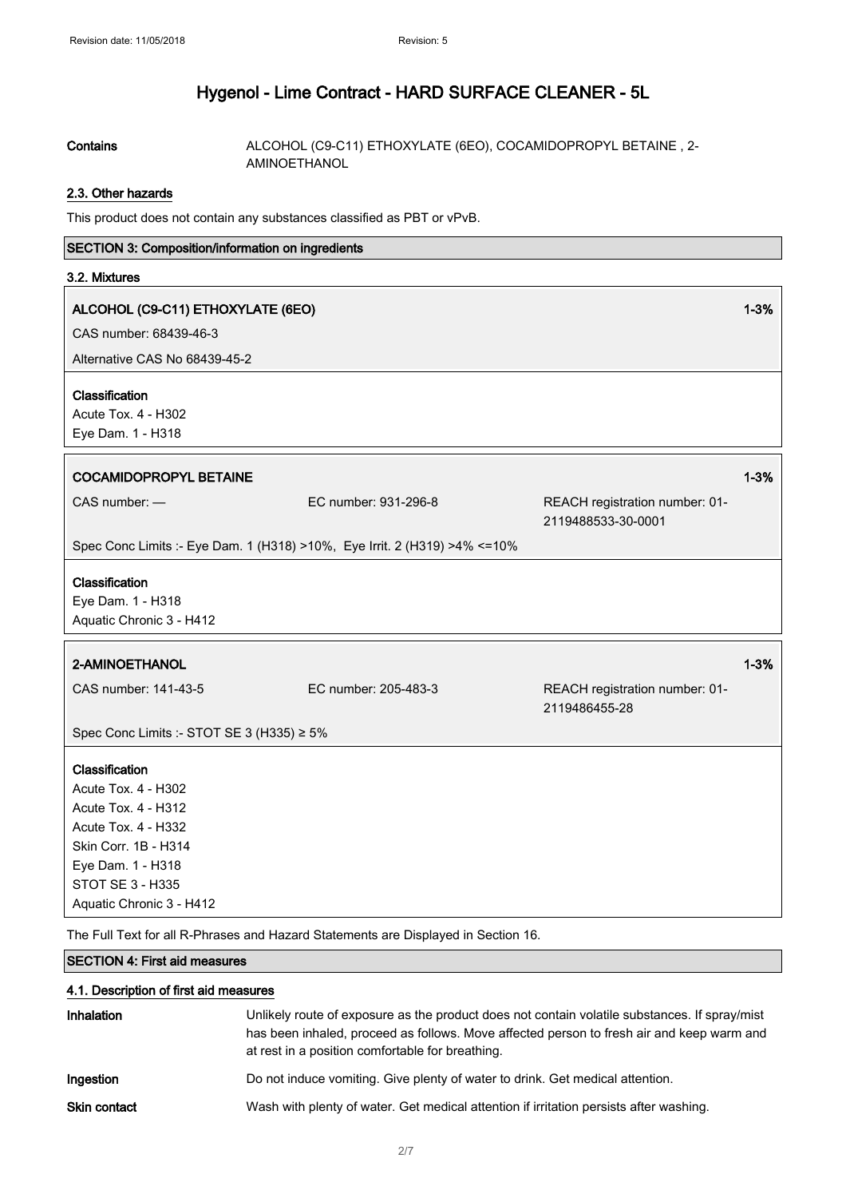# Hygenol - Lime Contract - HARD SURFACE CLEANER - 5L

**Contains** ALCOHOL (C9-C11) ETHOXYLATE (6EO), COCAMIDOPROPYL BETAINE , 2-AMINOETHANOL

### 2.3. Other hazards

This product does not contain any substances classified as PBT or vPvB.

## SECTION 3: Composition/information on ingredients

### 3.2. Mixtures

**ALCOHOL (C9-C11) ETHOXYLATE (6EO)** 1-3%

CAS number: 68439-46-3

Alternative CAS No 68439-45-2

**Classification**

Acute Tox. 4 - H302
Eye Dam. 1 - H318

**COCAMIDOPROPYL BETAINE** 1-3%

CAS number: — EC number: 931-296-8 REACH registration number: 01-2119488533-30-0001

Spec Conc Limits :- Eye Dam. 1 (H318) >10%, Eye Irrit. 2 (H319) >4% <=10%

**Classification**

Eye Dam. 1 - H318
Aquatic Chronic 3 - H412

**2-AMINOETHANOL** 1-3%

CAS number: 141-43-5 EC number: 205-483-3 REACH registration number: 01-2119486455-28

Spec Conc Limits :- STOT SE 3 (H335) ≥ 5%

**Classification**

Acute Tox. 4 - H302
Acute Tox. 4 - H312
Acute Tox. 4 - H332
Skin Corr. 1B - H314
Eye Dam. 1 - H318
STOT SE 3 - H335
Aquatic Chronic 3 - H412

The Full Text for all R-Phrases and Hazard Statements are Displayed in Section 16.

## SECTION 4: First aid measures

### 4.1. Description of first aid measures

**Inhalation** Unlikely route of exposure as the product does not contain volatile substances. If spray/mist has been inhaled, proceed as follows. Move affected person to fresh air and keep warm and at rest in a position comfortable for breathing.

**Ingestion** Do not induce vomiting. Give plenty of water to drink. Get medical attention.

**Skin contact** Wash with plenty of water. Get medical attention if irritation persists after washing.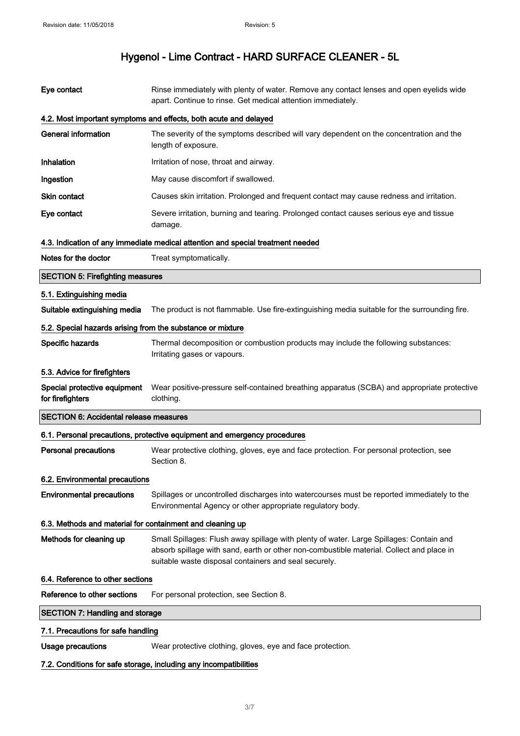# Hygenol - Lime Contract - HARD SURFACE CLEANER - 5L

| | |
|---|---|
| **Eye contact** | Rinse immediately with plenty of water. Remove any contact lenses and open eyelids wide apart. Continue to rinse. Get medical attention immediately. |

### 4.2. Most important symptoms and effects, both acute and delayed

| | |
|---|---|
| **General information** | The severity of the symptoms described will vary dependent on the concentration and the length of exposure. |
| **Inhalation** | Irritation of nose, throat and airway. |
| **Ingestion** | May cause discomfort if swallowed. |
| **Skin contact** | Causes skin irritation. Prolonged and frequent contact may cause redness and irritation. |
| **Eye contact** | Severe irritation, burning and tearing. Prolonged contact causes serious eye and tissue damage. |

### 4.3. Indication of any immediate medical attention and special treatment needed

| | |
|---|---|
| **Notes for the doctor** | Treat symptomatically. |

## SECTION 5: Firefighting measures

### 5.1. Extinguishing media

| | |
|---|---|
| **Suitable extinguishing media** | The product is not flammable. Use fire-extinguishing media suitable for the surrounding fire. |

### 5.2. Special hazards arising from the substance or mixture

| | |
|---|---|
| **Specific hazards** | Thermal decomposition or combustion products may include the following substances: Irritating gases or vapours. |

### 5.3. Advice for firefighters

| | |
|---|---|
| **Special protective equipment for firefighters** | Wear positive-pressure self-contained breathing apparatus (SCBA) and appropriate protective clothing. |

## SECTION 6: Accidental release measures

### 6.1. Personal precautions, protective equipment and emergency procedures

| | |
|---|---|
| **Personal precautions** | Wear protective clothing, gloves, eye and face protection. For personal protection, see Section 8. |

### 6.2. Environmental precautions

| | |
|---|---|
| **Environmental precautions** | Spillages or uncontrolled discharges into watercourses must be reported immediately to the Environmental Agency or other appropriate regulatory body. |

### 6.3. Methods and material for containment and cleaning up

| | |
|---|---|
| **Methods for cleaning up** | Small Spillages: Flush away spillage with plenty of water. Large Spillages: Contain and absorb spillage with sand, earth or other non-combustible material. Collect and place in suitable waste disposal containers and seal securely. |

### 6.4. Reference to other sections

| | |
|---|---|
| **Reference to other sections** | For personal protection, see Section 8. |

## SECTION 7: Handling and storage

### 7.1. Precautions for safe handling

| | |
|---|---|
| **Usage precautions** | Wear protective clothing, gloves, eye and face protection. |

### 7.2. Conditions for safe storage, including any incompatibilities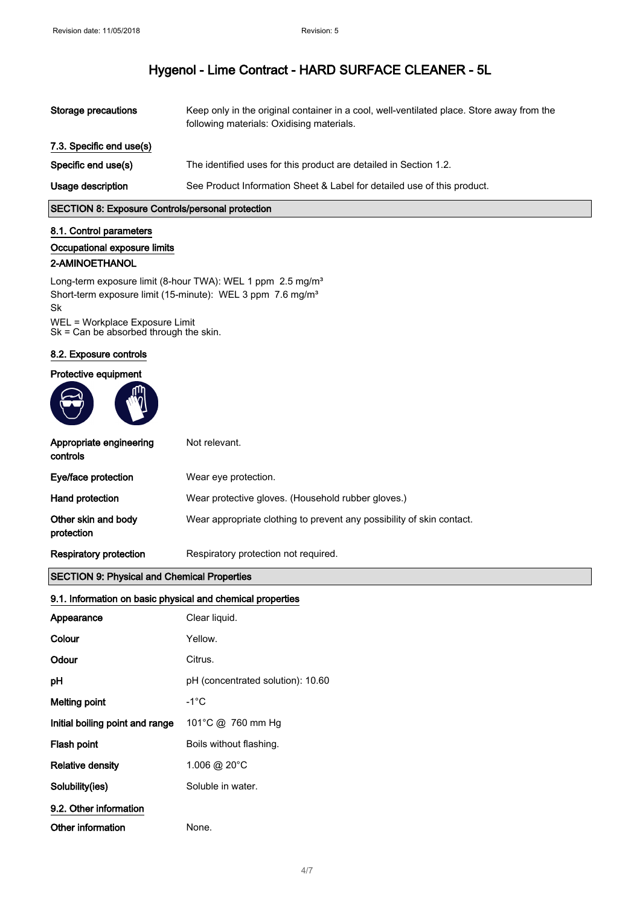# Hygenol - Lime Contract - HARD SURFACE CLEANER - 5L

| | |
|---|---|
| **Storage precautions** | Keep only in the original container in a cool, well-ventilated place. Store away from the following materials: Oxidising materials. |

### 7.3. Specific end use(s)

| | |
|---|---|
| **Specific end use(s)** | The identified uses for this product are detailed in Section 1.2. |
| **Usage description** | See Product Information Sheet & Label for detailed use of this product. |

## SECTION 8: Exposure Controls/personal protection

### 8.1. Control parameters

**Occupational exposure limits**

**2-AMINOETHANOL**

Long-term exposure limit (8-hour TWA): WEL 1 ppm 2.5 mg/m³
Short-term exposure limit (15-minute): WEL 3 ppm 7.6 mg/m³
Sk

WEL = Workplace Exposure Limit
Sk = Can be absorbed through the skin.

### 8.2. Exposure controls

**Protective equipment**

| | |
|---|---|
| **Appropriate engineering controls** | Not relevant. |
| **Eye/face protection** | Wear eye protection. |
| **Hand protection** | Wear protective gloves. (Household rubber gloves.) |
| **Other skin and body protection** | Wear appropriate clothing to prevent any possibility of skin contact. |
| **Respiratory protection** | Respiratory protection not required. |

## SECTION 9: Physical and Chemical Properties

### 9.1. Information on basic physical and chemical properties

| | |
|---|---|
| **Appearance** | Clear liquid. |
| **Colour** | Yellow. |
| **Odour** | Citrus. |
| **pH** | pH (concentrated solution): 10.60 |
| **Melting point** | -1°C |
| **Initial boiling point and range** | 101°C @ 760 mm Hg |
| **Flash point** | Boils without flashing. |
| **Relative density** | 1.006 @ 20°C |
| **Solubility(ies)** | Soluble in water. |

### 9.2. Other information

| | |
|---|---|
| **Other information** | None. |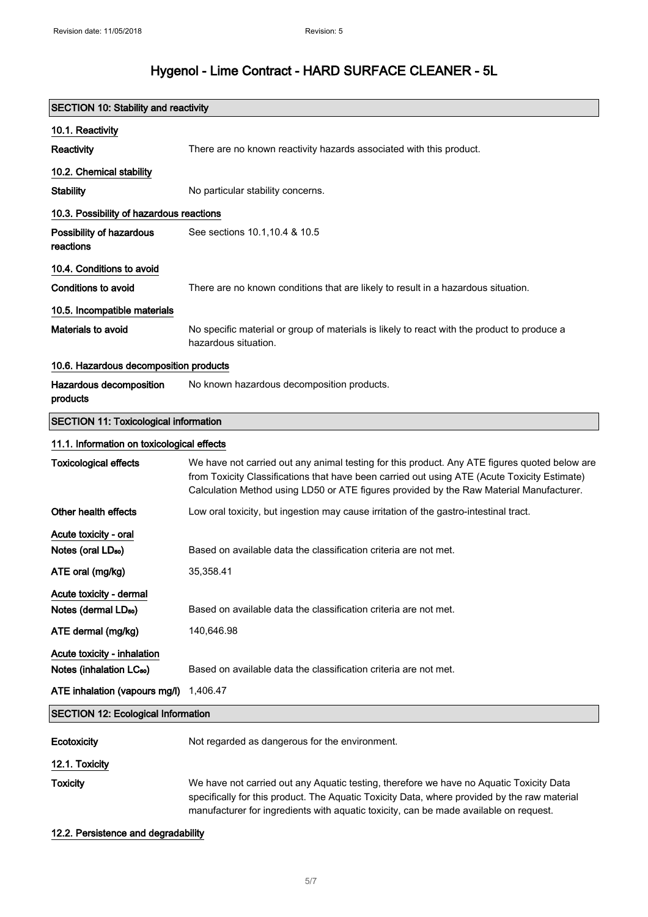# Hygenol - Lime Contract - HARD SURFACE CLEANER - 5L

## SECTION 10: Stability and reactivity

### 10.1. Reactivity

**Reactivity** There are no known reactivity hazards associated with this product.

### 10.2. Chemical stability

**Stability** No particular stability concerns.

### 10.3. Possibility of hazardous reactions

**Possibility of hazardous reactions** See sections 10.1,10.4 & 10.5

### 10.4. Conditions to avoid

**Conditions to avoid** There are no known conditions that are likely to result in a hazardous situation.

### 10.5. Incompatible materials

**Materials to avoid** No specific material or group of materials is likely to react with the product to produce a hazardous situation.

### 10.6. Hazardous decomposition products

**Hazardous decomposition products** No known hazardous decomposition products.

## SECTION 11: Toxicological information

### 11.1. Information on toxicological effects

**Toxicological effects** We have not carried out any animal testing for this product. Any ATE figures quoted below are from Toxicity Classifications that have been carried out using ATE (Acute Toxicity Estimate) Calculation Method using LD50 or ATE figures provided by the Raw Material Manufacturer.

**Other health effects** Low oral toxicity, but ingestion may cause irritation of the gastro-intestinal tract.

**Acute toxicity - oral**

**Notes (oral $LD_{50}$)** Based on available data the classification criteria are not met.

**ATE oral (mg/kg)** 35,358.41

**Acute toxicity - dermal**

**Notes (dermal $LD_{50}$)** Based on available data the classification criteria are not met.

**ATE dermal (mg/kg)** 140,646.98

**Acute toxicity - inhalation**

**Notes (inhalation $LC_{50}$)** Based on available data the classification criteria are not met.

**ATE inhalation (vapours mg/l)** 1,406.47

## SECTION 12: Ecological Information

**Ecotoxicity** Not regarded as dangerous for the environment.

### 12.1. Toxicity

**Toxicity** We have not carried out any Aquatic testing, therefore we have no Aquatic Toxicity Data specifically for this product. The Aquatic Toxicity Data, where provided by the raw material manufacturer for ingredients with aquatic toxicity, can be made available on request.

### 12.2. Persistence and degradability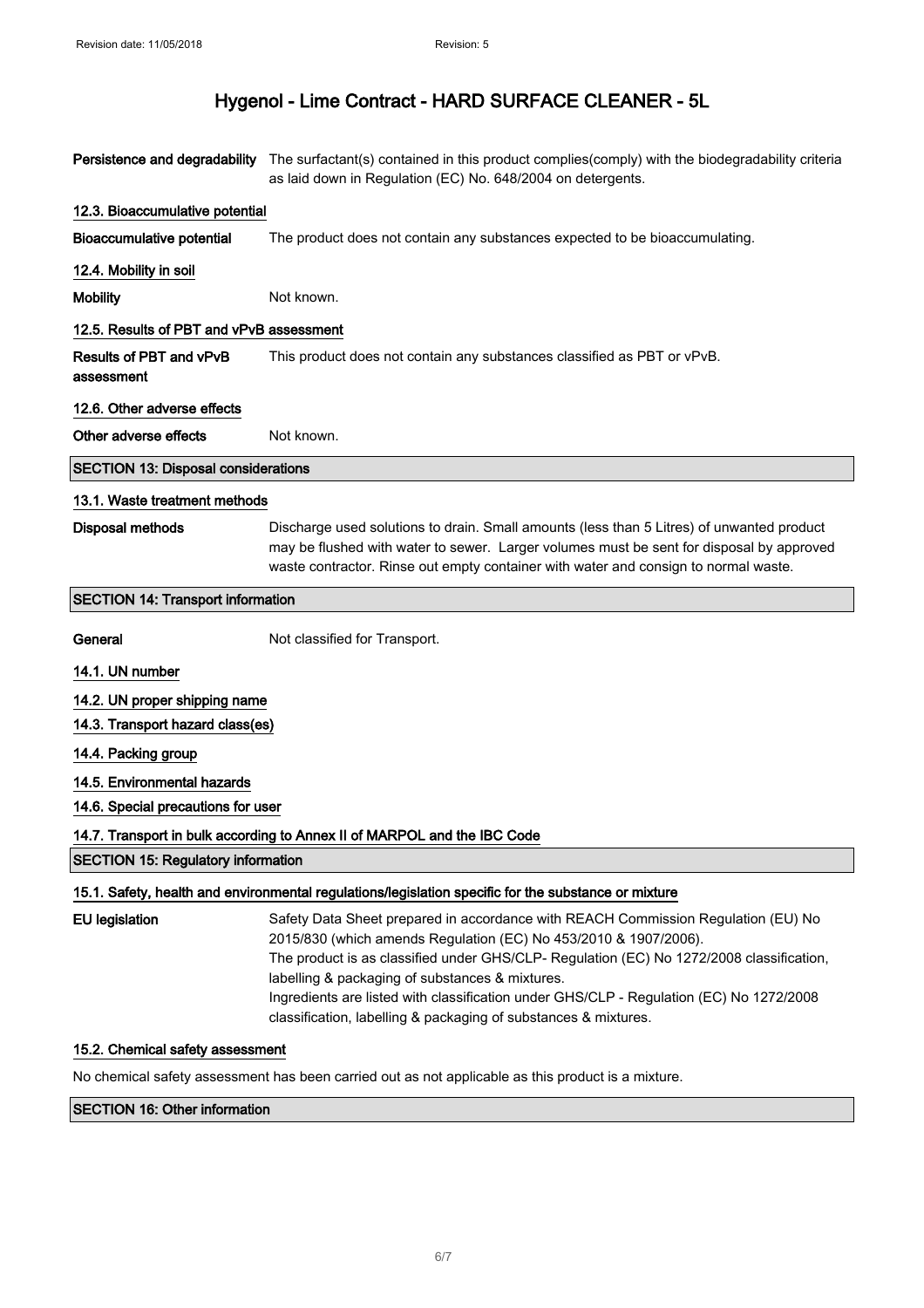**Persistence and degradability** The surfactant(s) contained in this product complies(comply) with the biodegradability criteria as laid down in Regulation (EC) No. 648/2004 on detergents.

### 12.3. Bioaccumulative potential

**Bioaccumulative potential** The product does not contain any substances expected to be bioaccumulating.

### 12.4. Mobility in soil

**Mobility** Not known.

### 12.5. Results of PBT and vPvB assessment

**Results of PBT and vPvB assessment** This product does not contain any substances classified as PBT or vPvB.

### 12.6. Other adverse effects

**Other adverse effects** Not known.

## SECTION 13: Disposal considerations

### 13.1. Waste treatment methods

**Disposal methods** Discharge used solutions to drain. Small amounts (less than 5 Litres) of unwanted product may be flushed with water to sewer. Larger volumes must be sent for disposal by approved waste contractor. Rinse out empty container with water and consign to normal waste.

## SECTION 14: Transport information

**General** Not classified for Transport.

### 14.1. UN number

### 14.2. UN proper shipping name

### 14.3. Transport hazard class(es)

### 14.4. Packing group

### 14.5. Environmental hazards

### 14.6. Special precautions for user

### 14.7. Transport in bulk according to Annex II of MARPOL and the IBC Code

## SECTION 15: Regulatory information

### 15.1. Safety, health and environmental regulations/legislation specific for the substance or mixture

**EU legislation** Safety Data Sheet prepared in accordance with REACH Commission Regulation (EU) No 2015/830 (which amends Regulation (EC) No 453/2010 & 1907/2006).
The product is as classified under GHS/CLP- Regulation (EC) No 1272/2008 classification, labelling & packaging of substances & mixtures.
Ingredients are listed with classification under GHS/CLP - Regulation (EC) No 1272/2008 classification, labelling & packaging of substances & mixtures.

### 15.2. Chemical safety assessment

No chemical safety assessment has been carried out as not applicable as this product is a mixture.

## SECTION 16: Other information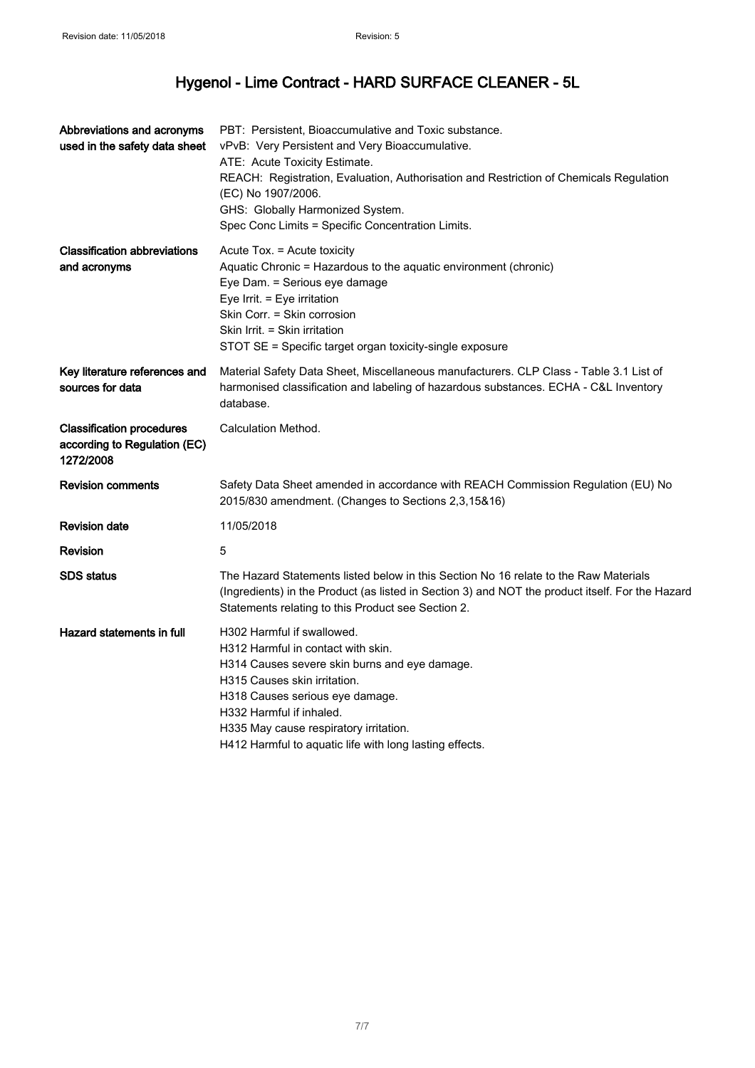# Hygenol - Lime Contract - HARD SURFACE CLEANER - 5L

| | |
|---|---|
| **Abbreviations and acronyms used in the safety data sheet** | PBT: Persistent, Bioaccumulative and Toxic substance.<br>vPvB: Very Persistent and Very Bioaccumulative.<br>ATE: Acute Toxicity Estimate.<br>REACH: Registration, Evaluation, Authorisation and Restriction of Chemicals Regulation (EC) No 1907/2006.<br>GHS: Globally Harmonized System.<br>Spec Conc Limits = Specific Concentration Limits. |
| **Classification abbreviations and acronyms** | Acute Tox. = Acute toxicity<br>Aquatic Chronic = Hazardous to the aquatic environment (chronic)<br>Eye Dam. = Serious eye damage<br>Eye Irrit. = Eye irritation<br>Skin Corr. = Skin corrosion<br>Skin Irrit. = Skin irritation<br>STOT SE = Specific target organ toxicity-single exposure |
| **Key literature references and sources for data** | Material Safety Data Sheet, Miscellaneous manufacturers. CLP Class - Table 3.1 List of harmonised classification and labeling of hazardous substances. ECHA - C&L Inventory database. |
| **Classification procedures according to Regulation (EC) 1272/2008** | Calculation Method. |
| **Revision comments** | Safety Data Sheet amended in accordance with REACH Commission Regulation (EU) No 2015/830 amendment. (Changes to Sections 2,3,15&16) |
| **Revision date** | 11/05/2018 |
| **Revision** | 5 |
| **SDS status** | The Hazard Statements listed below in this Section No 16 relate to the Raw Materials (Ingredients) in the Product (as listed in Section 3) and NOT the product itself. For the Hazard Statements relating to this Product see Section 2. |
| **Hazard statements in full** | H302 Harmful if swallowed.<br>H312 Harmful in contact with skin.<br>H314 Causes severe skin burns and eye damage.<br>H315 Causes skin irritation.<br>H318 Causes serious eye damage.<br>H332 Harmful if inhaled.<br>H335 May cause respiratory irritation.<br>H412 Harmful to aquatic life with long lasting effects. |